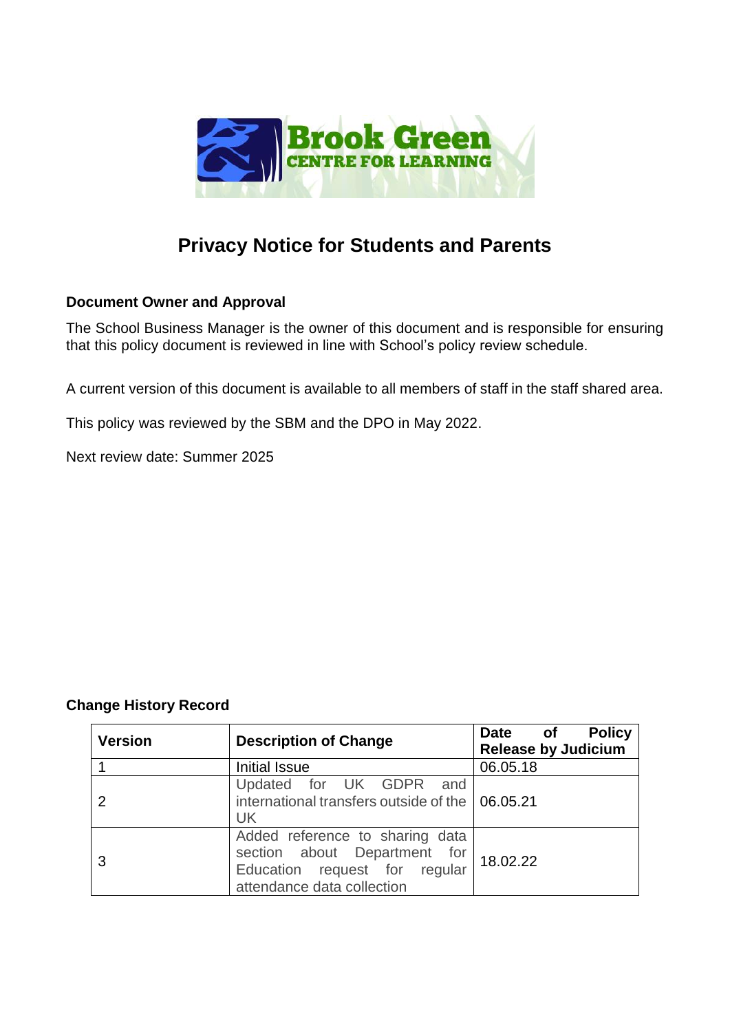Brook Green
CENTRE FOR LEARNING

# Privacy Notice for Students and Parents

**Document Owner and Approval**

The School Business Manager is the owner of this document and is responsible for ensuring that this policy document is reviewed in line with School's policy review schedule.

A current version of this document is available to all members of staff in the staff shared area.

This policy was reviewed by the SBM and the DPO in May 2022.

Next review date: Summer 2025

**Change History Record**

| Version | Description of Change | Date of Policy Release by Judicium |
|---|---|---|
| 1 | Initial Issue | 06.05.18 |
| 2 | Updated for UK GDPR and international transfers outside of the UK | 06.05.21 |
| 3 | Added reference to sharing data section about Department for Education request for regular attendance data collection | 18.02.22 |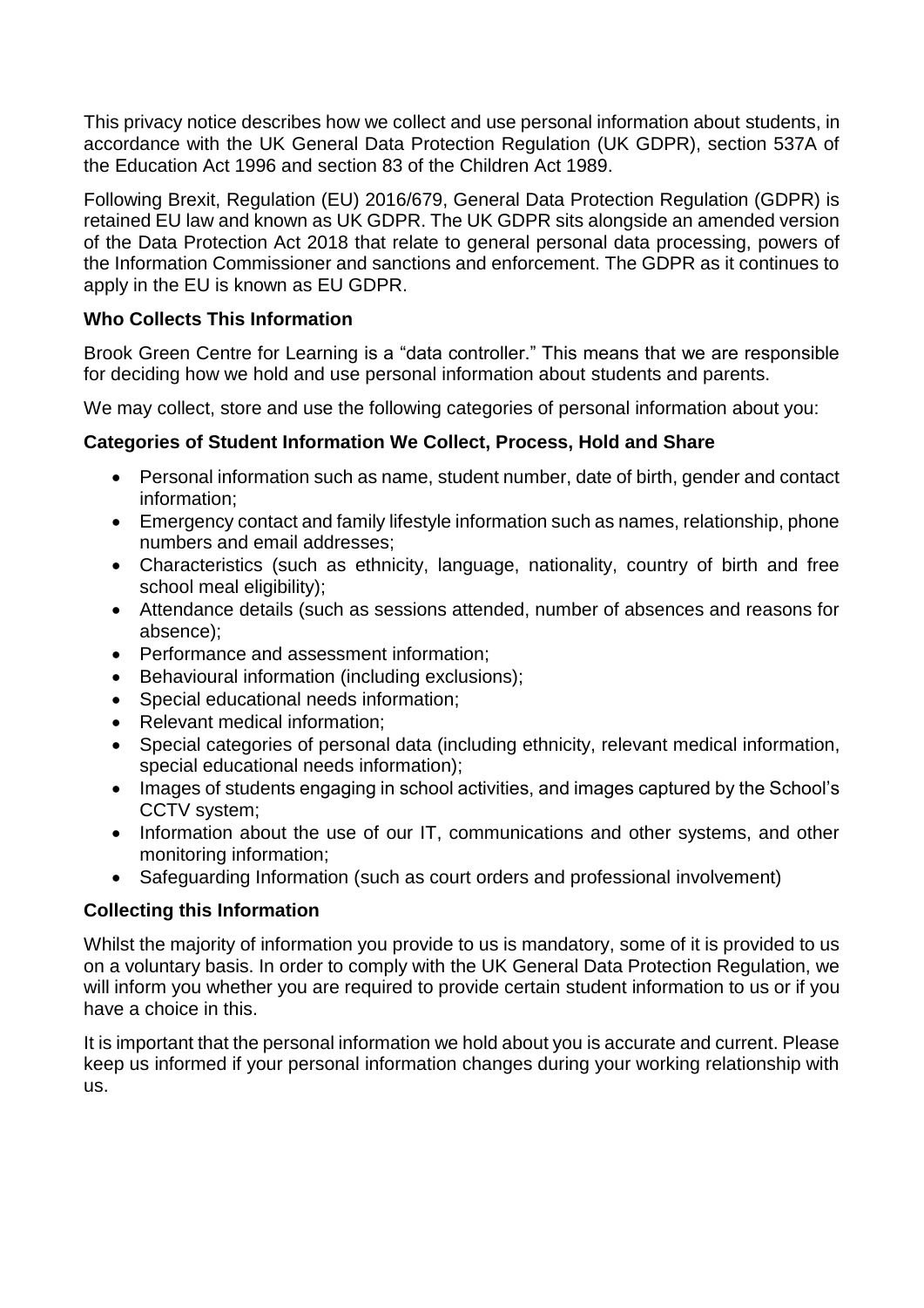This privacy notice describes how we collect and use personal information about students, in accordance with the UK General Data Protection Regulation (UK GDPR), section 537A of the Education Act 1996 and section 83 of the Children Act 1989.

Following Brexit, Regulation (EU) 2016/679, General Data Protection Regulation (GDPR) is retained EU law and known as UK GDPR. The UK GDPR sits alongside an amended version of the Data Protection Act 2018 that relate to general personal data processing, powers of the Information Commissioner and sanctions and enforcement. The GDPR as it continues to apply in the EU is known as EU GDPR.

**Who Collects This Information**

Brook Green Centre for Learning is a "data controller." This means that we are responsible for deciding how we hold and use personal information about students and parents.

We may collect, store and use the following categories of personal information about you:

**Categories of Student Information We Collect, Process, Hold and Share**

- Personal information such as name, student number, date of birth, gender and contact information;
- Emergency contact and family lifestyle information such as names, relationship, phone numbers and email addresses;
- Characteristics (such as ethnicity, language, nationality, country of birth and free school meal eligibility);
- Attendance details (such as sessions attended, number of absences and reasons for absence);
- Performance and assessment information;
- Behavioural information (including exclusions);
- Special educational needs information;
- Relevant medical information;
- Special categories of personal data (including ethnicity, relevant medical information, special educational needs information);
- Images of students engaging in school activities, and images captured by the School's CCTV system;
- Information about the use of our IT, communications and other systems, and other monitoring information;
- Safeguarding Information (such as court orders and professional involvement)

**Collecting this Information**

Whilst the majority of information you provide to us is mandatory, some of it is provided to us on a voluntary basis. In order to comply with the UK General Data Protection Regulation, we will inform you whether you are required to provide certain student information to us or if you have a choice in this.

It is important that the personal information we hold about you is accurate and current. Please keep us informed if your personal information changes during your working relationship with us.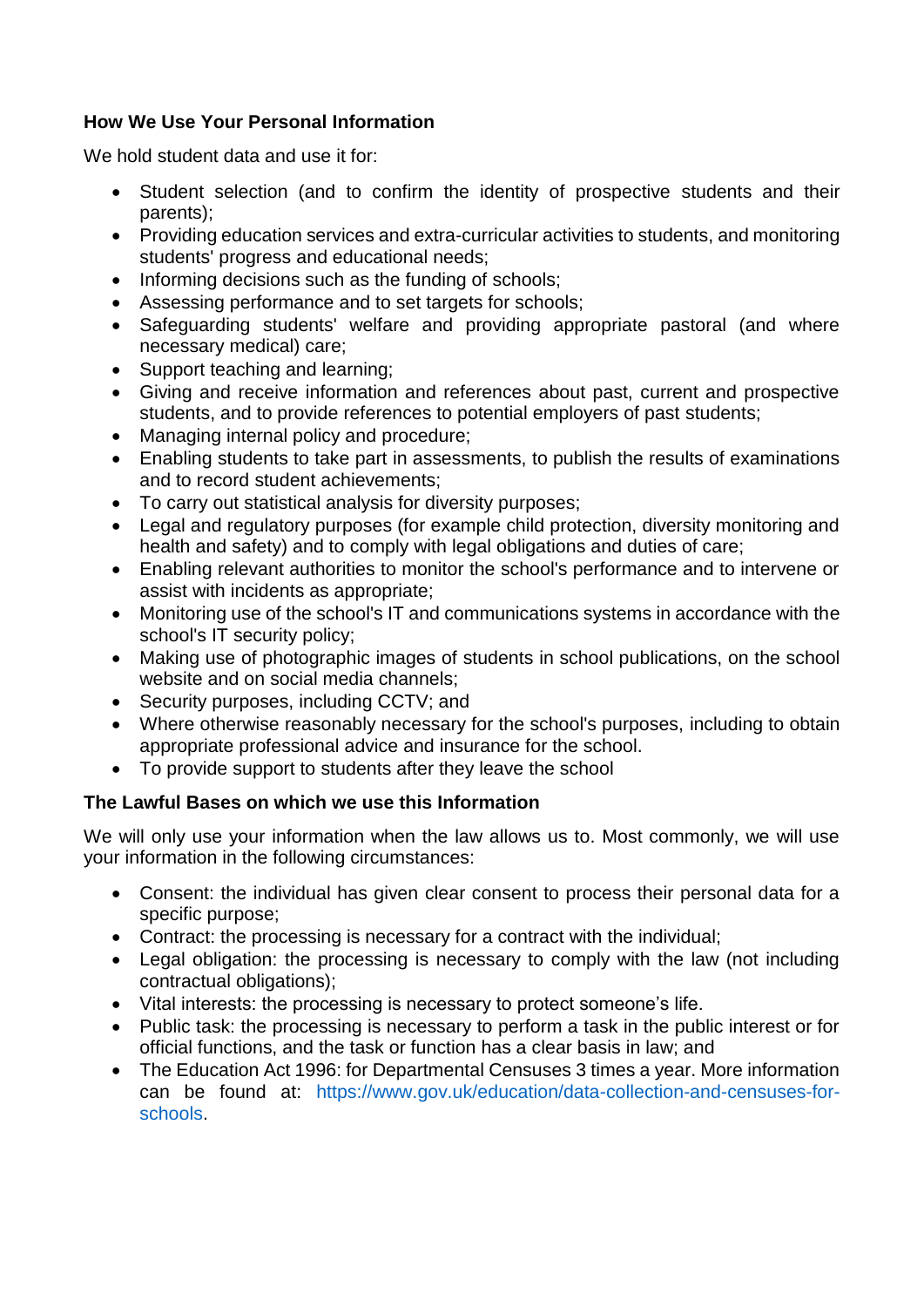**How We Use Your Personal Information**

We hold student data and use it for:

- Student selection (and to confirm the identity of prospective students and their parents);
- Providing education services and extra-curricular activities to students, and monitoring students' progress and educational needs;
- Informing decisions such as the funding of schools;
- Assessing performance and to set targets for schools;
- Safeguarding students' welfare and providing appropriate pastoral (and where necessary medical) care;
- Support teaching and learning;
- Giving and receive information and references about past, current and prospective students, and to provide references to potential employers of past students;
- Managing internal policy and procedure;
- Enabling students to take part in assessments, to publish the results of examinations and to record student achievements;
- To carry out statistical analysis for diversity purposes;
- Legal and regulatory purposes (for example child protection, diversity monitoring and health and safety) and to comply with legal obligations and duties of care;
- Enabling relevant authorities to monitor the school's performance and to intervene or assist with incidents as appropriate;
- Monitoring use of the school's IT and communications systems in accordance with the school's IT security policy;
- Making use of photographic images of students in school publications, on the school website and on social media channels;
- Security purposes, including CCTV; and
- Where otherwise reasonably necessary for the school's purposes, including to obtain appropriate professional advice and insurance for the school.
- To provide support to students after they leave the school

**The Lawful Bases on which we use this Information**

We will only use your information when the law allows us to. Most commonly, we will use your information in the following circumstances:

- Consent: the individual has given clear consent to process their personal data for a specific purpose;
- Contract: the processing is necessary for a contract with the individual;
- Legal obligation: the processing is necessary to comply with the law (not including contractual obligations);
- Vital interests: the processing is necessary to protect someone's life.
- Public task: the processing is necessary to perform a task in the public interest or for official functions, and the task or function has a clear basis in law; and
- The Education Act 1996: for Departmental Censuses 3 times a year. More information can be found at: https://www.gov.uk/education/data-collection-and-censuses-for-schools.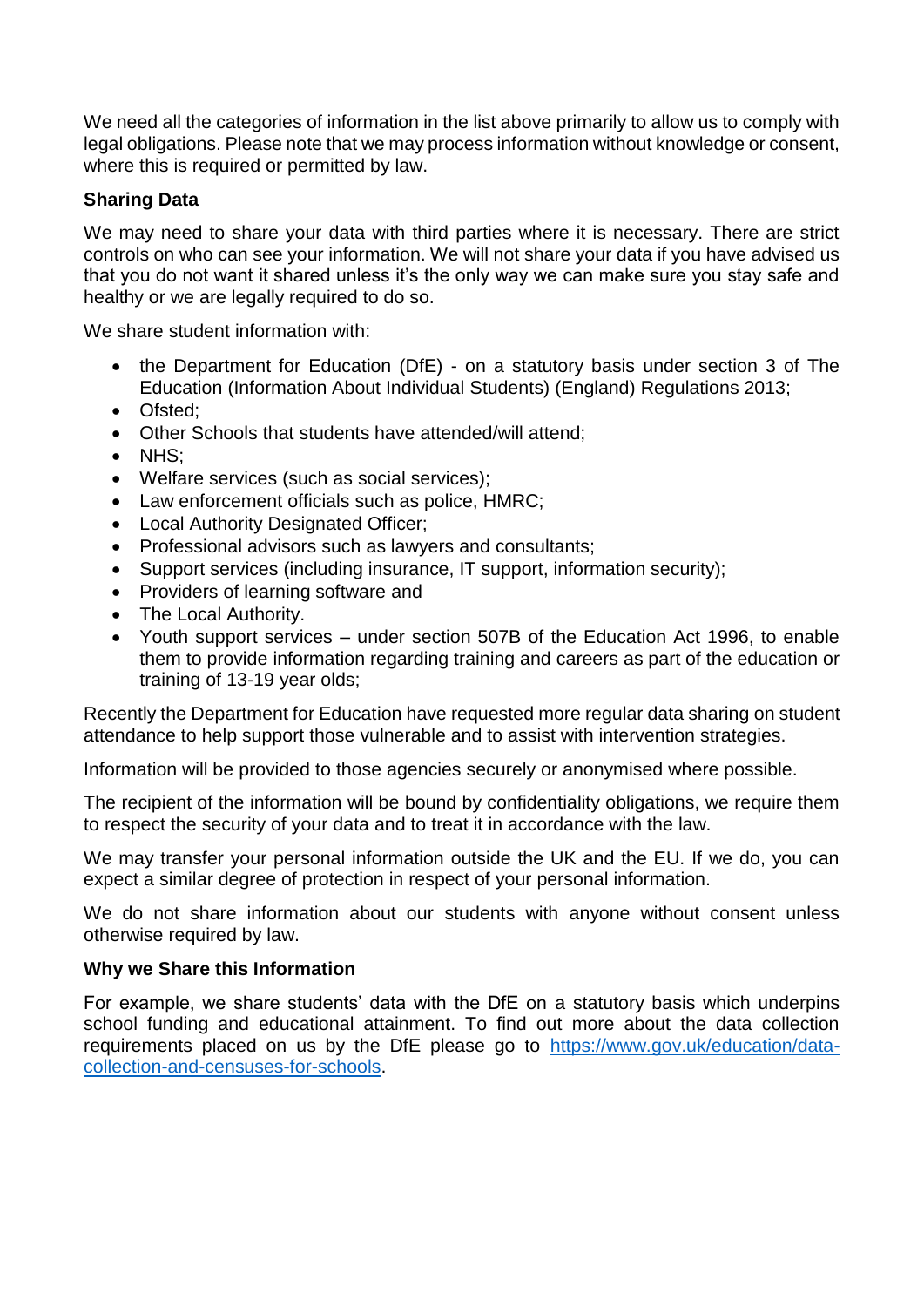We need all the categories of information in the list above primarily to allow us to comply with legal obligations. Please note that we may process information without knowledge or consent, where this is required or permitted by law.

**Sharing Data**

We may need to share your data with third parties where it is necessary. There are strict controls on who can see your information. We will not share your data if you have advised us that you do not want it shared unless it's the only way we can make sure you stay safe and healthy or we are legally required to do so.

We share student information with:

- the Department for Education (DfE) - on a statutory basis under section 3 of The Education (Information About Individual Students) (England) Regulations 2013;
- Ofsted;
- Other Schools that students have attended/will attend;
- NHS;
- Welfare services (such as social services);
- Law enforcement officials such as police, HMRC;
- Local Authority Designated Officer;
- Professional advisors such as lawyers and consultants;
- Support services (including insurance, IT support, information security);
- Providers of learning software and
- The Local Authority.
- Youth support services – under section 507B of the Education Act 1996, to enable them to provide information regarding training and careers as part of the education or training of 13-19 year olds;

Recently the Department for Education have requested more regular data sharing on student attendance to help support those vulnerable and to assist with intervention strategies.

Information will be provided to those agencies securely or anonymised where possible.

The recipient of the information will be bound by confidentiality obligations, we require them to respect the security of your data and to treat it in accordance with the law.

We may transfer your personal information outside the UK and the EU. If we do, you can expect a similar degree of protection in respect of your personal information.

We do not share information about our students with anyone without consent unless otherwise required by law.

**Why we Share this Information**

For example, we share students' data with the DfE on a statutory basis which underpins school funding and educational attainment. To find out more about the data collection requirements placed on us by the DfE please go to [https://www.gov.uk/education/data-collection-and-censuses-for-schools](https://www.gov.uk/education/data-collection-and-censuses-for-schools).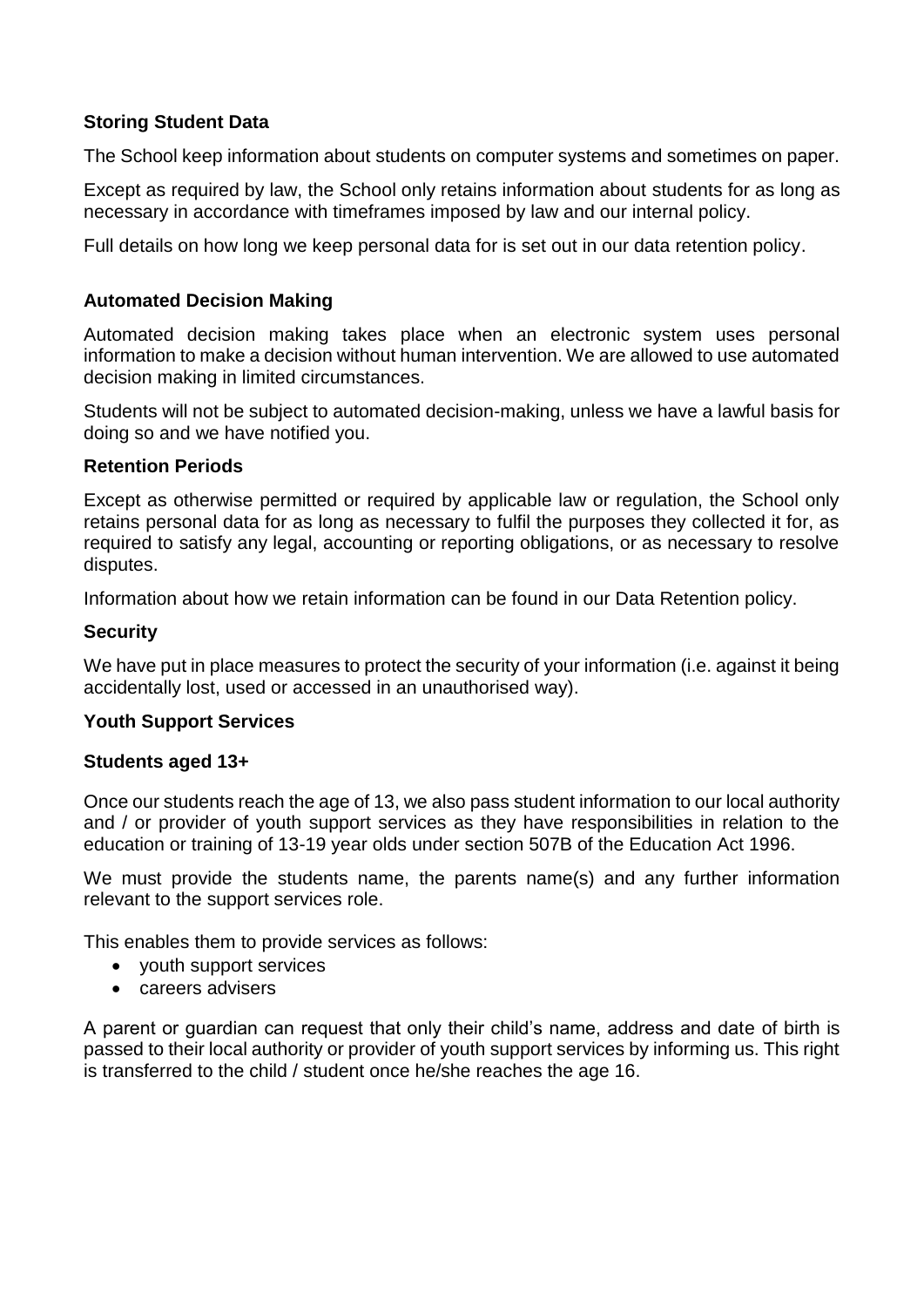### Storing Student Data

The School keep information about students on computer systems and sometimes on paper.

Except as required by law, the School only retains information about students for as long as necessary in accordance with timeframes imposed by law and our internal policy.

Full details on how long we keep personal data for is set out in our data retention policy.

### Automated Decision Making

Automated decision making takes place when an electronic system uses personal information to make a decision without human intervention. We are allowed to use automated decision making in limited circumstances.

Students will not be subject to automated decision-making, unless we have a lawful basis for doing so and we have notified you.

### Retention Periods

Except as otherwise permitted or required by applicable law or regulation, the School only retains personal data for as long as necessary to fulfil the purposes they collected it for, as required to satisfy any legal, accounting or reporting obligations, or as necessary to resolve disputes.

Information about how we retain information can be found in our Data Retention policy.

### Security

We have put in place measures to protect the security of your information (i.e. against it being accidentally lost, used or accessed in an unauthorised way).

### Youth Support Services

#### Students aged 13+

Once our students reach the age of 13, we also pass student information to our local authority and / or provider of youth support services as they have responsibilities in relation to the education or training of 13-19 year olds under section 507B of the Education Act 1996.

We must provide the students name, the parents name(s) and any further information relevant to the support services role.

This enables them to provide services as follows:

- youth support services
- careers advisers

A parent or guardian can request that only their child's name, address and date of birth is passed to their local authority or provider of youth support services by informing us. This right is transferred to the child / student once he/she reaches the age 16.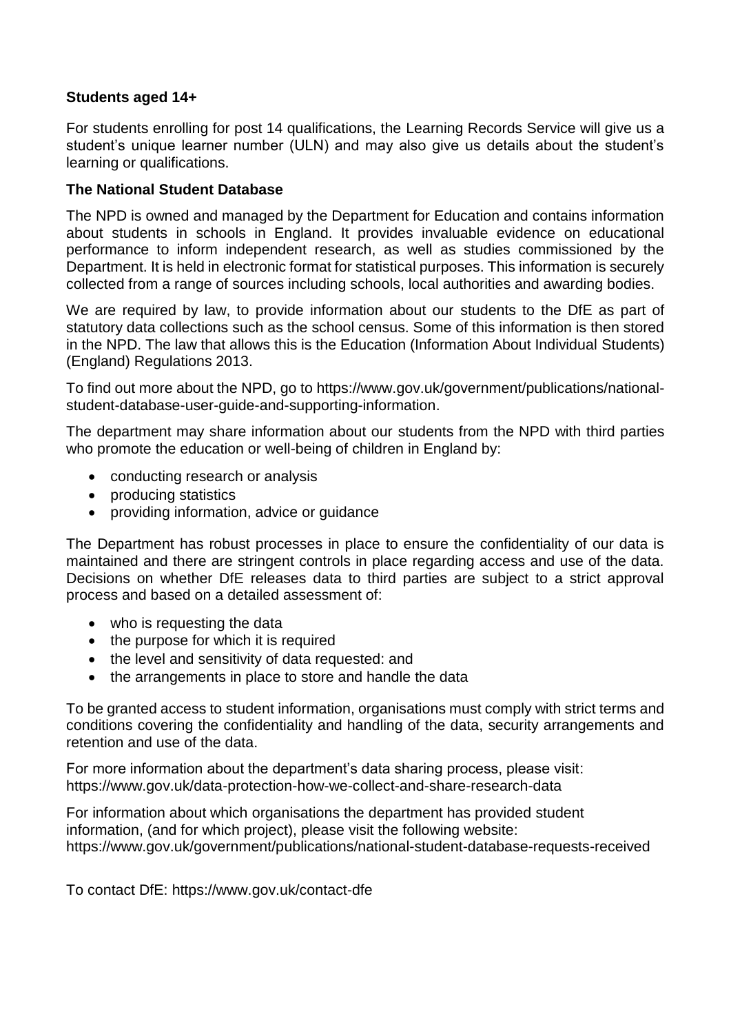**Students aged 14+**

For students enrolling for post 14 qualifications, the Learning Records Service will give us a student's unique learner number (ULN) and may also give us details about the student's learning or qualifications.

**The National Student Database**

The NPD is owned and managed by the Department for Education and contains information about students in schools in England. It provides invaluable evidence on educational performance to inform independent research, as well as studies commissioned by the Department. It is held in electronic format for statistical purposes. This information is securely collected from a range of sources including schools, local authorities and awarding bodies.

We are required by law, to provide information about our students to the DfE as part of statutory data collections such as the school census. Some of this information is then stored in the NPD. The law that allows this is the Education (Information About Individual Students) (England) Regulations 2013.

To find out more about the NPD, go to https://www.gov.uk/government/publications/national-student-database-user-guide-and-supporting-information.

The department may share information about our students from the NPD with third parties who promote the education or well-being of children in England by:

- conducting research or analysis
- producing statistics
- providing information, advice or guidance

The Department has robust processes in place to ensure the confidentiality of our data is maintained and there are stringent controls in place regarding access and use of the data. Decisions on whether DfE releases data to third parties are subject to a strict approval process and based on a detailed assessment of:

- who is requesting the data
- the purpose for which it is required
- the level and sensitivity of data requested: and
- the arrangements in place to store and handle the data

To be granted access to student information, organisations must comply with strict terms and conditions covering the confidentiality and handling of the data, security arrangements and retention and use of the data.

For more information about the department's data sharing process, please visit:
https://www.gov.uk/data-protection-how-we-collect-and-share-research-data

For information about which organisations the department has provided student information, (and for which project), please visit the following website:
https://www.gov.uk/government/publications/national-student-database-requests-received

To contact DfE: https://www.gov.uk/contact-dfe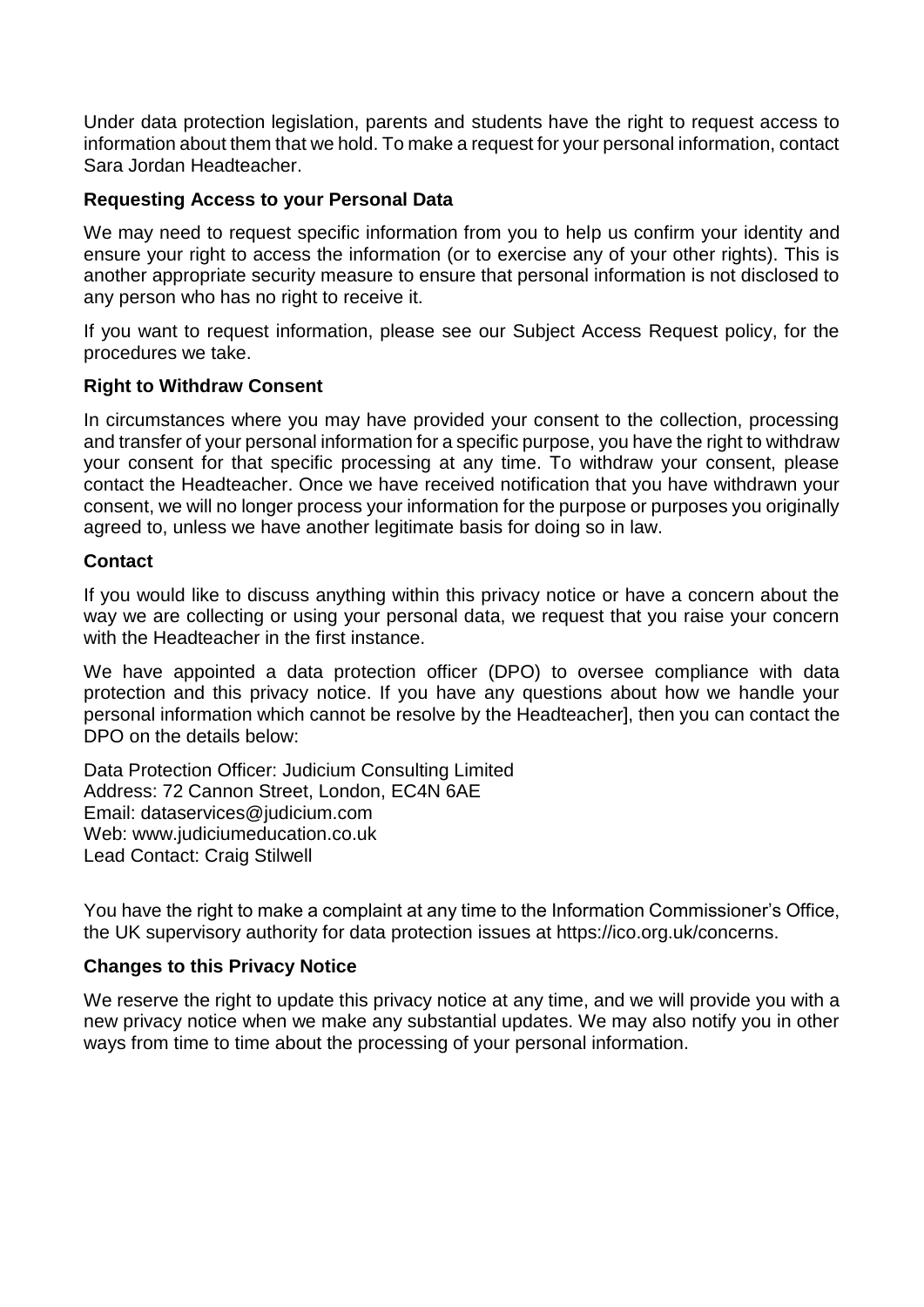Under data protection legislation, parents and students have the right to request access to information about them that we hold. To make a request for your personal information, contact Sara Jordan Headteacher.

**Requesting Access to your Personal Data**

We may need to request specific information from you to help us confirm your identity and ensure your right to access the information (or to exercise any of your other rights). This is another appropriate security measure to ensure that personal information is not disclosed to any person who has no right to receive it.

If you want to request information, please see our Subject Access Request policy, for the procedures we take.

**Right to Withdraw Consent**

In circumstances where you may have provided your consent to the collection, processing and transfer of your personal information for a specific purpose, you have the right to withdraw your consent for that specific processing at any time. To withdraw your consent, please contact the Headteacher. Once we have received notification that you have withdrawn your consent, we will no longer process your information for the purpose or purposes you originally agreed to, unless we have another legitimate basis for doing so in law.

**Contact**

If you would like to discuss anything within this privacy notice or have a concern about the way we are collecting or using your personal data, we request that you raise your concern with the Headteacher in the first instance.

We have appointed a data protection officer (DPO) to oversee compliance with data protection and this privacy notice. If you have any questions about how we handle your personal information which cannot be resolve by the Headteacher], then you can contact the DPO on the details below:

Data Protection Officer: Judicium Consulting Limited
Address: 72 Cannon Street, London, EC4N 6AE
Email: dataservices@judicium.com
Web: www.judiciumeducation.co.uk
Lead Contact: Craig Stilwell

You have the right to make a complaint at any time to the Information Commissioner's Office, the UK supervisory authority for data protection issues at https://ico.org.uk/concerns.

**Changes to this Privacy Notice**

We reserve the right to update this privacy notice at any time, and we will provide you with a new privacy notice when we make any substantial updates. We may also notify you in other ways from time to time about the processing of your personal information.